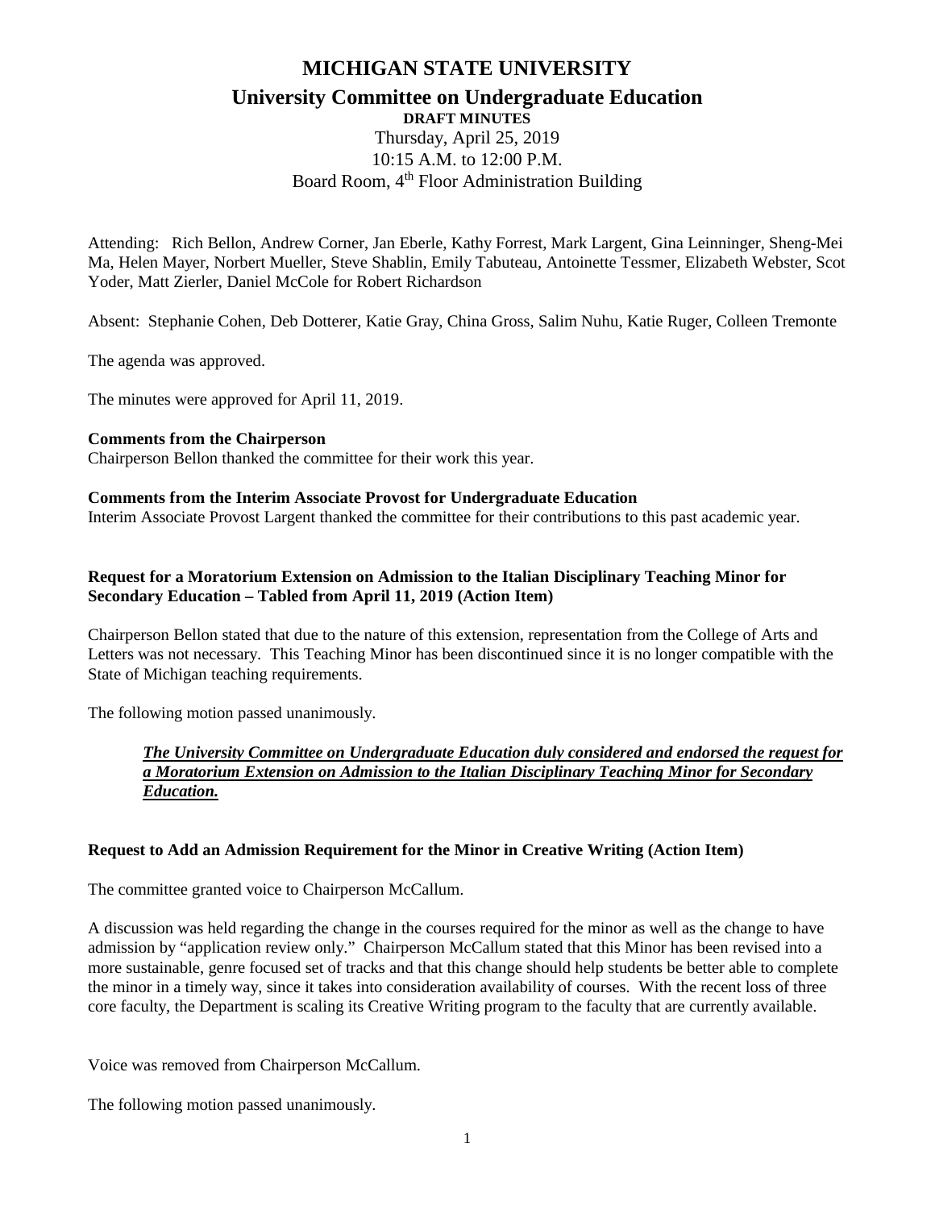# MICHIGAN STATE UNIVERSITY

## University Committee on Undergraduate Education

**DRAFT MINUTES**

Thursday, April 25, 2019
10:15 A.M. to 12:00 P.M.
Board Room, 4th Floor Administration Building

Attending: Rich Bellon, Andrew Corner, Jan Eberle, Kathy Forrest, Mark Largent, Gina Leinninger, Sheng-Mei Ma, Helen Mayer, Norbert Mueller, Steve Shablin, Emily Tabuteau, Antoinette Tessmer, Elizabeth Webster, Scot Yoder, Matt Zierler, Daniel McCole for Robert Richardson

Absent: Stephanie Cohen, Deb Dotterer, Katie Gray, China Gross, Salim Nuhu, Katie Ruger, Colleen Tremonte

The agenda was approved.

The minutes were approved for April 11, 2019.

**Comments from the Chairperson**
Chairperson Bellon thanked the committee for their work this year.

**Comments from the Interim Associate Provost for Undergraduate Education**
Interim Associate Provost Largent thanked the committee for their contributions to this past academic year.

**Request for a Moratorium Extension on Admission to the Italian Disciplinary Teaching Minor for Secondary Education – Tabled from April 11, 2019 (Action Item)**

Chairperson Bellon stated that due to the nature of this extension, representation from the College of Arts and Letters was not necessary. This Teaching Minor has been discontinued since it is no longer compatible with the State of Michigan teaching requirements.

The following motion passed unanimously.

> ***The University Committee on Undergraduate Education duly considered and endorsed the request for a Moratorium Extension on Admission to the Italian Disciplinary Teaching Minor for Secondary Education.***

**Request to Add an Admission Requirement for the Minor in Creative Writing (Action Item)**

The committee granted voice to Chairperson McCallum.

A discussion was held regarding the change in the courses required for the minor as well as the change to have admission by "application review only." Chairperson McCallum stated that this Minor has been revised into a more sustainable, genre focused set of tracks and that this change should help students be better able to complete the minor in a timely way, since it takes into consideration availability of courses. With the recent loss of three core faculty, the Department is scaling its Creative Writing program to the faculty that are currently available.

Voice was removed from Chairperson McCallum.

The following motion passed unanimously.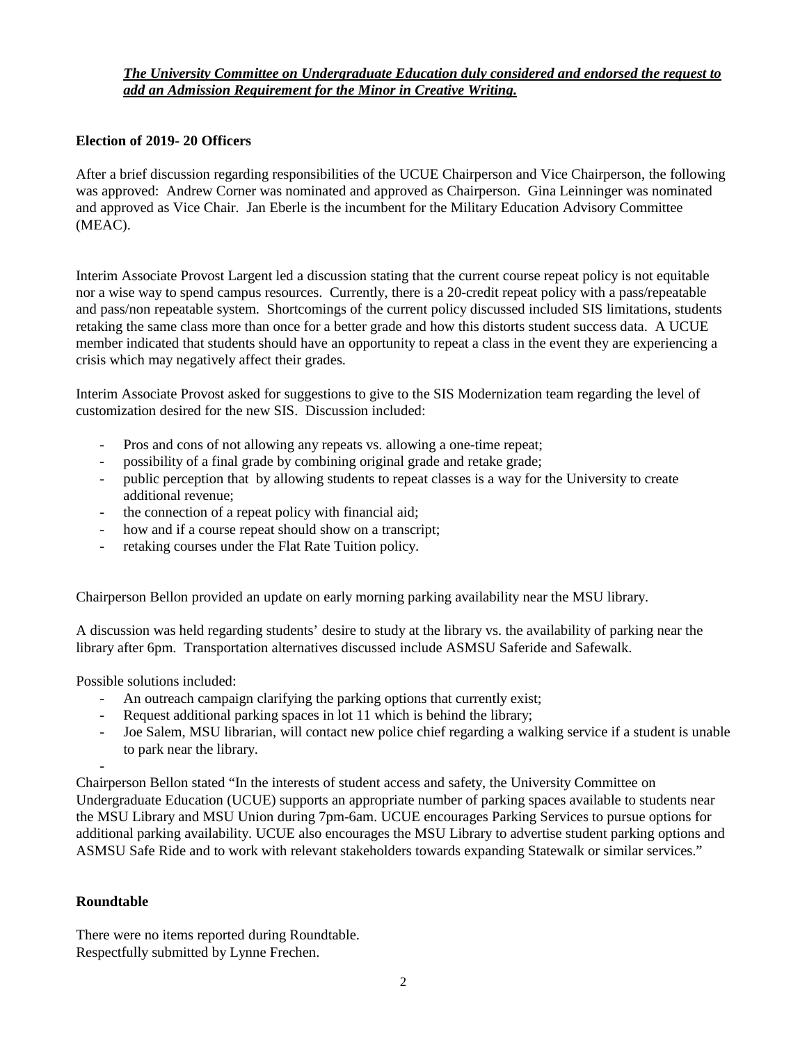***The University Committee on Undergraduate Education duly considered and endorsed the request to add an Admission Requirement for the Minor in Creative Writing.***

**Election of 2019- 20 Officers**

After a brief discussion regarding responsibilities of the UCUE Chairperson and Vice Chairperson, the following was approved: Andrew Corner was nominated and approved as Chairperson. Gina Leinninger was nominated and approved as Vice Chair. Jan Eberle is the incumbent for the Military Education Advisory Committee (MEAC).

Interim Associate Provost Largent led a discussion stating that the current course repeat policy is not equitable nor a wise way to spend campus resources. Currently, there is a 20-credit repeat policy with a pass/repeatable and pass/non repeatable system. Shortcomings of the current policy discussed included SIS limitations, students retaking the same class more than once for a better grade and how this distorts student success data. A UCUE member indicated that students should have an opportunity to repeat a class in the event they are experiencing a crisis which may negatively affect their grades.

Interim Associate Provost asked for suggestions to give to the SIS Modernization team regarding the level of customization desired for the new SIS. Discussion included:

- Pros and cons of not allowing any repeats vs. allowing a one-time repeat;
- possibility of a final grade by combining original grade and retake grade;
- public perception that by allowing students to repeat classes is a way for the University to create additional revenue;
- the connection of a repeat policy with financial aid;
- how and if a course repeat should show on a transcript;
- retaking courses under the Flat Rate Tuition policy.

Chairperson Bellon provided an update on early morning parking availability near the MSU library.

A discussion was held regarding students' desire to study at the library vs. the availability of parking near the library after 6pm. Transportation alternatives discussed include ASMSU Saferide and Safewalk.

Possible solutions included:

- An outreach campaign clarifying the parking options that currently exist;
- Request additional parking spaces in lot 11 which is behind the library;
- Joe Salem, MSU librarian, will contact new police chief regarding a walking service if a student is unable to park near the library.
-

Chairperson Bellon stated "In the interests of student access and safety, the University Committee on Undergraduate Education (UCUE) supports an appropriate number of parking spaces available to students near the MSU Library and MSU Union during 7pm-6am. UCUE encourages Parking Services to pursue options for additional parking availability. UCUE also encourages the MSU Library to advertise student parking options and ASMSU Safe Ride and to work with relevant stakeholders towards expanding Statewalk or similar services."

**Roundtable**

There were no items reported during Roundtable.
Respectfully submitted by Lynne Frechen.